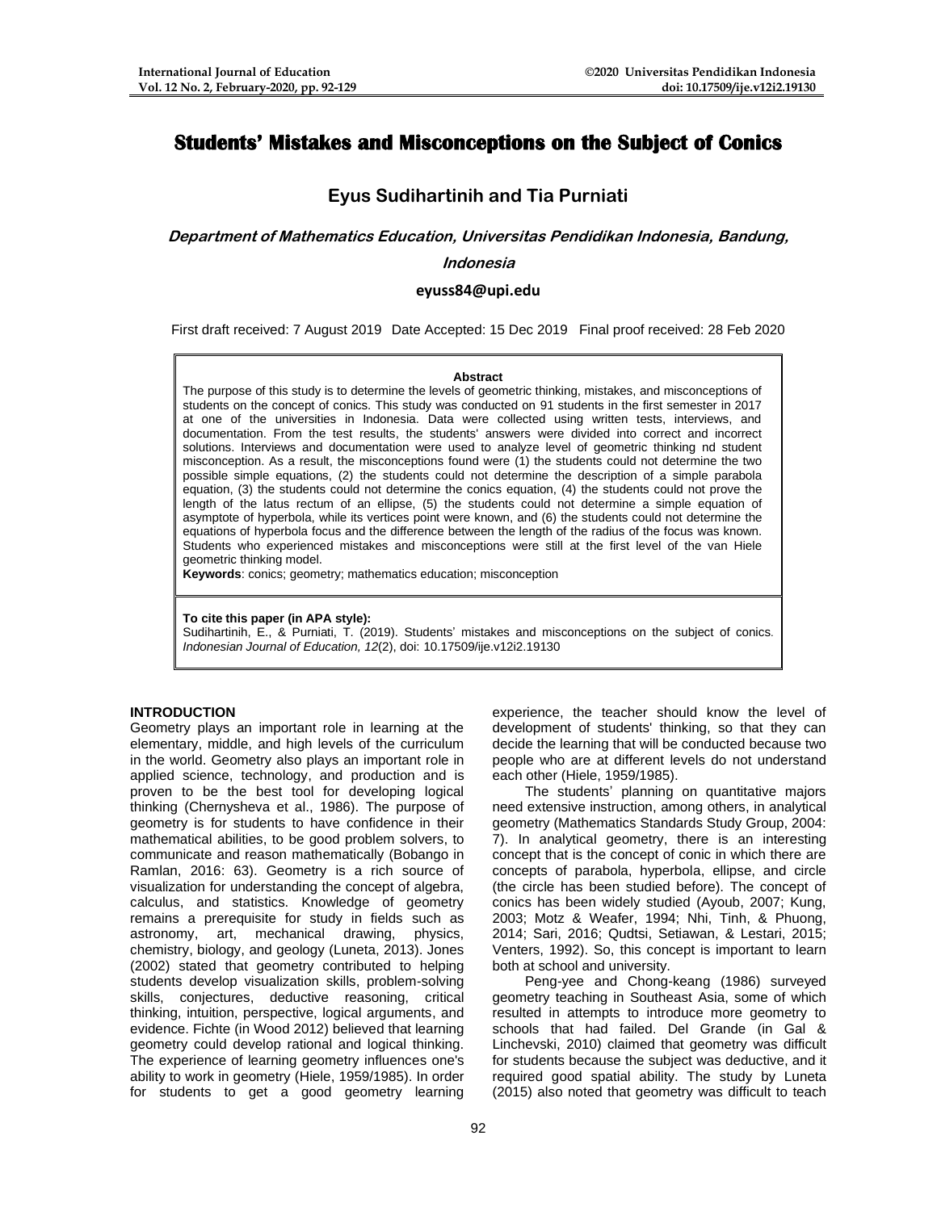# Students' Mistakes and Misconceptions on the Subject of Conics

## Eyus Sudihartinih and Tia Purniati

***Department of Mathematics Education, Universitas Pendidikan Indonesia, Bandung, Indonesia***

**eyuss84@upi.edu**

First draft received: 7 August 2019 Date Accepted: 15 Dec 2019 Final proof received: 28 Feb 2020

**Abstract**

The purpose of this study is to determine the levels of geometric thinking, mistakes, and misconceptions of students on the concept of conics. This study was conducted on 91 students in the first semester in 2017 at one of the universities in Indonesia. Data were collected using written tests, interviews, and documentation. From the test results, the students' answers were divided into correct and incorrect solutions. Interviews and documentation were used to analyze level of geometric thinking nd student misconception. As a result, the misconceptions found were (1) the students could not determine the two possible simple equations, (2) the students could not determine the description of a simple parabola equation, (3) the students could not determine the conics equation, (4) the students could not prove the length of the latus rectum of an ellipse, (5) the students could not determine a simple equation of asymptote of hyperbola, while its vertices point were known, and (6) the students could not determine the equations of hyperbola focus and the difference between the length of the radius of the focus was known. Students who experienced mistakes and misconceptions were still at the first level of the van Hiele geometric thinking model.

**Keywords**: conics; geometry; mathematics education; misconception

**To cite this paper (in APA style):**
Sudihartinih, E., & Purniati, T. (2019). Students' mistakes and misconceptions on the subject of conics. *Indonesian Journal of Education, 12*(2), doi: 10.17509/ije.v12i2.19130

## INTRODUCTION

Geometry plays an important role in learning at the elementary, middle, and high levels of the curriculum in the world. Geometry also plays an important role in applied science, technology, and production and is proven to be the best tool for developing logical thinking (Chernysheva et al., 1986). The purpose of geometry is for students to have confidence in their mathematical abilities, to be good problem solvers, to communicate and reason mathematically (Bobango in Ramlan, 2016: 63). Geometry is a rich source of visualization for understanding the concept of algebra, calculus, and statistics. Knowledge of geometry remains a prerequisite for study in fields such as astronomy, art, mechanical drawing, physics, chemistry, biology, and geology (Luneta, 2013). Jones (2002) stated that geometry contributed to helping students develop visualization skills, problem-solving skills, conjectures, deductive reasoning, critical thinking, intuition, perspective, logical arguments, and evidence. Fichte (in Wood 2012) believed that learning geometry could develop rational and logical thinking. The experience of learning geometry influences one's ability to work in geometry (Hiele, 1959/1985). In order for students to get a good geometry learning experience, the teacher should know the level of development of students' thinking, so that they can decide the learning that will be conducted because two people who are at different levels do not understand each other (Hiele, 1959/1985).

The students' planning on quantitative majors need extensive instruction, among others, in analytical geometry (Mathematics Standards Study Group, 2004: 7). In analytical geometry, there is an interesting concept that is the concept of conic in which there are concepts of parabola, hyperbola, ellipse, and circle (the circle has been studied before). The concept of conics has been widely studied (Ayoub, 2007; Kung, 2003; Motz & Weafer, 1994; Nhi, Tinh, & Phuong, 2014; Sari, 2016; Qudtsi, Setiawan, & Lestari, 2015; Venters, 1992). So, this concept is important to learn both at school and university.

Peng-yee and Chong-keang (1986) surveyed geometry teaching in Southeast Asia, some of which resulted in attempts to introduce more geometry to schools that had failed. Del Grande (in Gal & Linchevski, 2010) claimed that geometry was difficult for students because the subject was deductive, and it required good spatial ability. The study by Luneta (2015) also noted that geometry was difficult to teach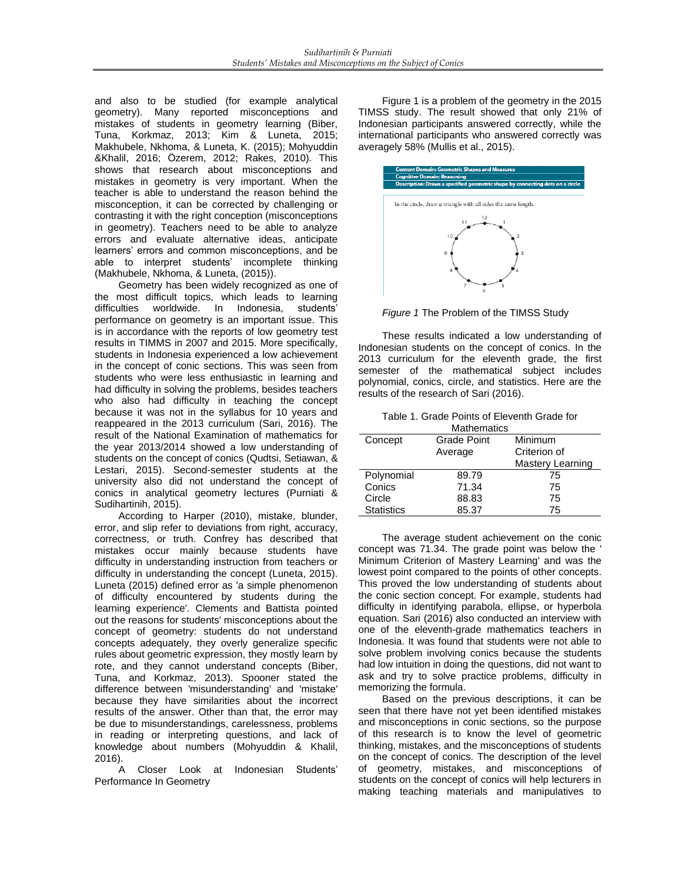and also to be studied (for example analytical geometry). Many reported misconceptions and mistakes of students in geometry learning (Biber, Tuna, Korkmaz, 2013; Kim & Luneta, 2015; Makhubele, Nkhoma, & Luneta, K. (2015); Mohyuddin &Khalil, 2016; Özerem, 2012; Rakes, 2010). This shows that research about misconceptions and mistakes in geometry is very important. When the teacher is able to understand the reason behind the misconception, it can be corrected by challenging or contrasting it with the right conception (misconceptions in geometry). Teachers need to be able to analyze errors and evaluate alternative ideas, anticipate learners' errors and common misconceptions, and be able to interpret students' incomplete thinking (Makhubele, Nkhoma, & Luneta, (2015)).

Geometry has been widely recognized as one of the most difficult topics, which leads to learning difficulties worldwide. In Indonesia, students' performance on geometry is an important issue. This is in accordance with the reports of low geometry test results in TIMMS in 2007 and 2015. More specifically, students in Indonesia experienced a low achievement in the concept of conic sections. This was seen from students who were less enthusiastic in learning and had difficulty in solving the problems, besides teachers who also had difficulty in teaching the concept because it was not in the syllabus for 10 years and reappeared in the 2013 curriculum (Sari, 2016). The result of the National Examination of mathematics for the year 2013/2014 showed a low understanding of students on the concept of conics (Qudtsi, Setiawan, & Lestari, 2015). Second-semester students at the university also did not understand the concept of conics in analytical geometry lectures (Purniati & Sudihartinih, 2015).

According to Harper (2010), mistake, blunder, error, and slip refer to deviations from right, accuracy, correctness, or truth. Confrey has described that mistakes occur mainly because students have difficulty in understanding instruction from teachers or difficulty in understanding the concept (Luneta, 2015). Luneta (2015) defined error as 'a simple phenomenon of difficulty encountered by students during the learning experience'. Clements and Battista pointed out the reasons for students' misconceptions about the concept of geometry: students do not understand concepts adequately, they overly generalize specific rules about geometric expression, they mostly learn by rote, and they cannot understand concepts (Biber, Tuna, and Korkmaz, 2013). Spooner stated the difference between 'misunderstanding' and 'mistake' because they have similarities about the incorrect results of the answer. Other than that, the error may be due to misunderstandings, carelessness, problems in reading or interpreting questions, and lack of knowledge about numbers (Mohyuddin & Khalil, 2016).

A Closer Look at Indonesian Students' Performance In Geometry

Figure 1 is a problem of the geometry in the 2015 TIMSS study. The result showed that only 21% of Indonesian participants answered correctly, while the international participants who answered correctly was averagely 58% (Mullis et al., 2015).

*Figure 1* The Problem of the TIMSS Study

These results indicated a low understanding of Indonesian students on the concept of conics. In the 2013 curriculum for the eleventh grade, the first semester of the mathematical subject includes polynomial, conics, circle, and statistics. Here are the results of the research of Sari (2016).

Table 1. Grade Points of Eleventh Grade for Mathematics

| Concept | Grade Point Average | Minimum Criterion of Mastery Learning |
|---|---|---|
| Polynomial | 89.79 | 75 |
| Conics | 71.34 | 75 |
| Circle | 88.83 | 75 |
| Statistics | 85.37 | 75 |

The average student achievement on the conic concept was 71.34. The grade point was below the ' Minimum Criterion of Mastery Learning' and was the lowest point compared to the points of other concepts. This proved the low understanding of students about the conic section concept. For example, students had difficulty in identifying parabola, ellipse, or hyperbola equation. Sari (2016) also conducted an interview with one of the eleventh-grade mathematics teachers in Indonesia. It was found that students were not able to solve problem involving conics because the students had low intuition in doing the questions, did not want to ask and try to solve practice problems, difficulty in memorizing the formula.

Based on the previous descriptions, it can be seen that there have not yet been identified mistakes and misconceptions in conic sections, so the purpose of this research is to know the level of geometric thinking, mistakes, and the misconceptions of students on the concept of conics. The description of the level of geometry, mistakes, and misconceptions of students on the concept of conics will help lecturers in making teaching materials and manipulatives to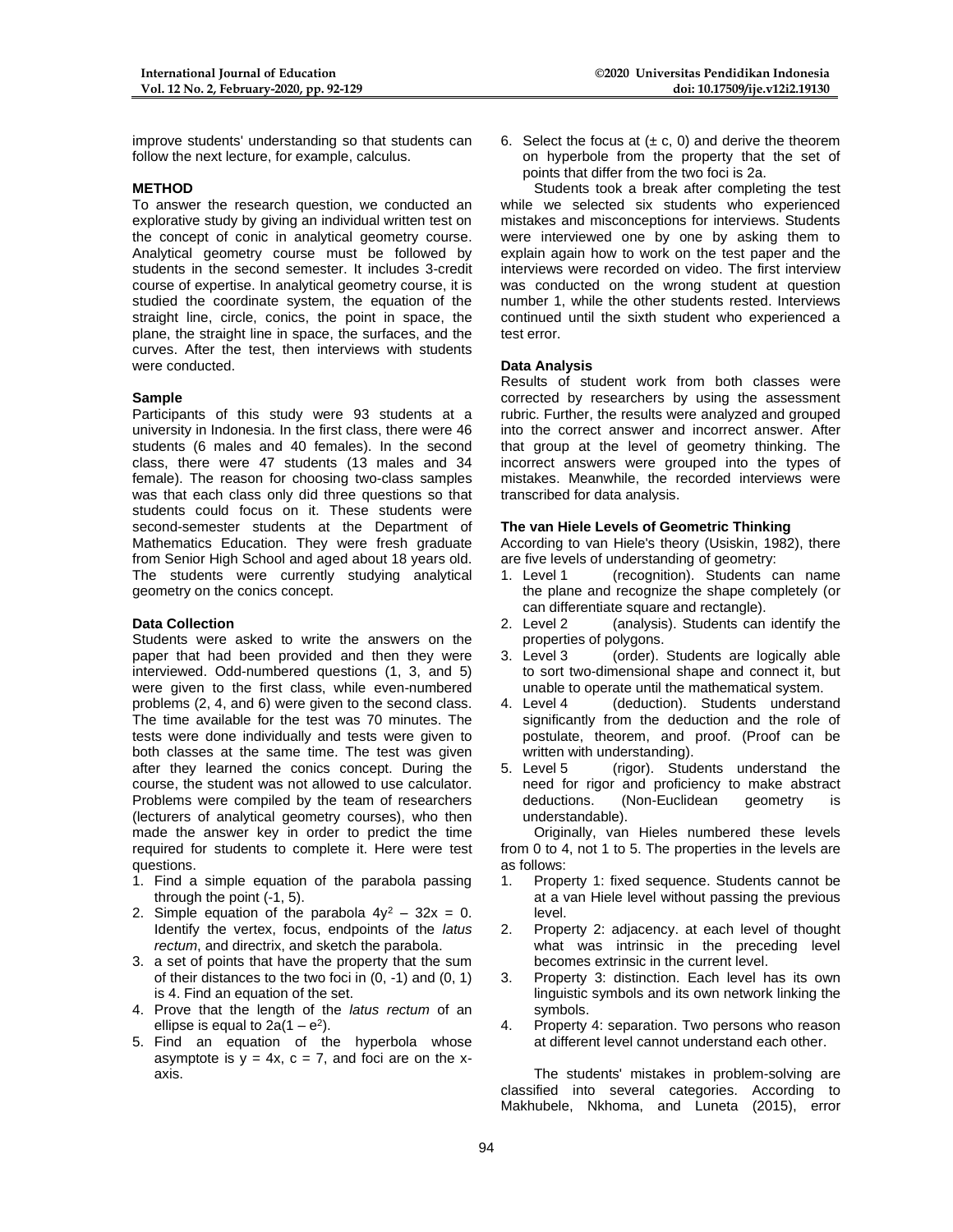improve students' understanding so that students can follow the next lecture, for example, calculus.

**METHOD**

To answer the research question, we conducted an explorative study by giving an individual written test on the concept of conic in analytical geometry course. Analytical geometry course must be followed by students in the second semester. It includes 3-credit course of expertise. In analytical geometry course, it is studied the coordinate system, the equation of the straight line, circle, conics, the point in space, the plane, the straight line in space, the surfaces, and the curves. After the test, then interviews with students were conducted.

**Sample**

Participants of this study were 93 students at a university in Indonesia. In the first class, there were 46 students (6 males and 40 females). In the second class, there were 47 students (13 males and 34 female). The reason for choosing two-class samples was that each class only did three questions so that students could focus on it. These students were second-semester students at the Department of Mathematics Education. They were fresh graduate from Senior High School and aged about 18 years old. The students were currently studying analytical geometry on the conics concept.

**Data Collection**

Students were asked to write the answers on the paper that had been provided and then they were interviewed. Odd-numbered questions (1, 3, and 5) were given to the first class, while even-numbered problems (2, 4, and 6) were given to the second class. The time available for the test was 70 minutes. The tests were done individually and tests were given to both classes at the same time. The test was given after they learned the conics concept. During the course, the student was not allowed to use calculator. Problems were compiled by the team of researchers (lecturers of analytical geometry courses), who then made the answer key in order to predict the time required for students to complete it. Here were test questions.

1. Find a simple equation of the parabola passing through the point (-1, 5).
2. Simple equation of the parabola $4y^2 - 32x = 0$. Identify the vertex, focus, endpoints of the *latus rectum*, and directrix, and sketch the parabola.
3. a set of points that have the property that the sum of their distances to the two foci in (0, -1) and (0, 1) is 4. Find an equation of the set.
4. Prove that the length of the *latus rectum* of an ellipse is equal to $2a(1 - e^2)$.
5. Find an equation of the hyperbola whose asymptote is $y = 4x$, $c = 7$, and foci are on the x-axis.
6. Select the focus at $(\pm c, 0)$ and derive the theorem on hyperbole from the property that the set of points that differ from the two foci is 2a.

Students took a break after completing the test while we selected six students who experienced mistakes and misconceptions for interviews. Students were interviewed one by one by asking them to explain again how to work on the test paper and the interviews were recorded on video. The first interview was conducted on the wrong student at question number 1, while the other students rested. Interviews continued until the sixth student who experienced a test error.

**Data Analysis**

Results of student work from both classes were corrected by researchers by using the assessment rubric. Further, the results were analyzed and grouped into the correct answer and incorrect answer. After that group at the level of geometry thinking. The incorrect answers were grouped into the types of mistakes. Meanwhile, the recorded interviews were transcribed for data analysis.

**The van Hiele Levels of Geometric Thinking**

According to van Hiele's theory (Usiskin, 1982), there are five levels of understanding of geometry:

1. Level 1 (recognition). Students can name the plane and recognize the shape completely (or can differentiate square and rectangle).
2. Level 2 (analysis). Students can identify the properties of polygons.
3. Level 3 (order). Students are logically able to sort two-dimensional shape and connect it, but unable to operate until the mathematical system.
4. Level 4 (deduction). Students understand significantly from the deduction and the role of postulate, theorem, and proof. (Proof can be written with understanding).
5. Level 5 (rigor). Students understand the need for rigor and proficiency to make abstract deductions. (Non-Euclidean geometry is understandable).

Originally, van Hieles numbered these levels from 0 to 4, not 1 to 5. The properties in the levels are as follows:

1. Property 1: fixed sequence. Students cannot be at a van Hiele level without passing the previous level.
2. Property 2: adjacency. at each level of thought what was intrinsic in the preceding level becomes extrinsic in the current level.
3. Property 3: distinction. Each level has its own linguistic symbols and its own network linking the symbols.
4. Property 4: separation. Two persons who reason at different level cannot understand each other.

The students' mistakes in problem-solving are classified into several categories. According to Makhubele, Nkhoma, and Luneta (2015), error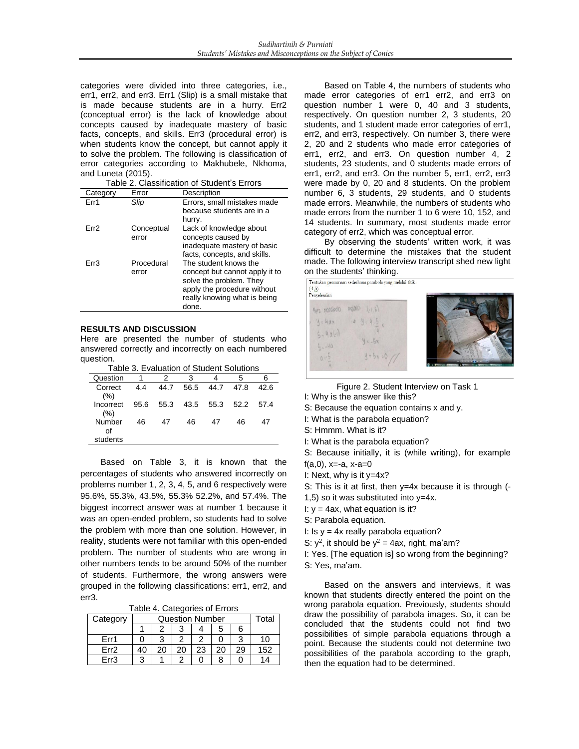categories were divided into three categories, i.e., err1, err2, and err3. Err1 (Slip) is a small mistake that is made because students are in a hurry. Err2 (conceptual error) is the lack of knowledge about concepts caused by inadequate mastery of basic facts, concepts, and skills. Err3 (procedural error) is when students know the concept, but cannot apply it to solve the problem. The following is classification of error categories according to Makhubele, Nkhoma, and Luneta (2015).

Table 2. Classification of Student's Errors

| Category | Error | Description |
|---|---|---|
| Err1 | *Slip* | Errors, small mistakes made because students are in a hurry. |
| Err2 | Conceptual error | Lack of knowledge about concepts caused by inadequate mastery of basic facts, concepts, and skills. |
| Err3 | Procedural error | The student knows the concept but cannot apply it to solve the problem. They apply the procedure without really knowing what is being done. |

**RESULTS AND DISCUSSION**

Here are presented the number of students who answered correctly and incorrectly on each numbered question.

Table 3. Evaluation of Student Solutions

| Question | 1 | 2 | 3 | 4 | 5 | 6 |
|---|---|---|---|---|---|---|
| Correct (%) | 4.4 | 44.7 | 56.5 | 44.7 | 47.8 | 42.6 |
| Incorrect (%) | 95.6 | 55.3 | 43.5 | 55.3 | 52.2 | 57.4 |
| Number of students | 46 | 47 | 46 | 47 | 46 | 47 |

Based on Table 3, it is known that the percentages of students who answered incorrectly on problems number 1, 2, 3, 4, 5, and 6 respectively were 95.6%, 55.3%, 43.5%, 55.3% 52.2%, and 57.4%. The biggest incorrect answer was at number 1 because it was an open-ended problem, so students had to solve the problem with more than one solution. However, in reality, students were not familiar with this open-ended problem. The number of students who are wrong in other numbers tends to be around 50% of the number of students. Furthermore, the wrong answers were grouped in the following classifications: err1, err2, and err3.

Table 4. Categories of Errors

| Category | Question Number | | | | | | Total |
|---|---|---|---|---|---|---|---|
| | 1 | 2 | 3 | 4 | 5 | 6 | |
| Err1 | 0 | 3 | 2 | 2 | 0 | 3 | 10 |
| Err2 | 40 | 20 | 20 | 23 | 20 | 29 | 152 |
| Err3 | 3 | 1 | 2 | 0 | 8 | 0 | 14 |

Based on Table 4, the numbers of students who made error categories of err1 err2, and err3 on question number 1 were 0, 40 and 3 students, respectively. On question number 2, 3 students, 20 students, and 1 student made error categories of err1, err2, and err3, respectively. On number 3, there were 2, 20 and 2 students who made error categories of err1, err2, and err3. On question number 4, 2 students, 23 students, and 0 students made errors of err1, err2, and err3. On the number 5, err1, err2, err3 were made by 0, 20 and 8 students. On the problem number 6, 3 students, 29 students, and 0 students made errors. Meanwhile, the numbers of students who made errors from the number 1 to 6 were 10, 152, and 14 students. In summary, most students made error category of err2, which was conceptual error.

By observing the students' written work, it was difficult to determine the mistakes that the student made. The following interview transcript shed new light on the students' thinking.

Figure 2. Student Interview on Task 1

I: Why is the answer like this?

S: Because the equation contains x and y.

I: What is the parabola equation?

S: Hmmm. What is it?

I: What is the parabola equation?

S: Because initially, it is (while writing), for example f(a,0), x=-a, x-a=0

I: Next, why is it y=4x?

S: This is it at first, then y=4x because it is through (-1,5) so it was substituted into y=4x.

I: y = 4ax, what equation is it?

S: Parabola equation.

I: Is y = 4x really parabola equation?

S: $y^2$, it should be $y^2 = 4ax$, right, ma'am?

I: Yes. [The equation is] so wrong from the beginning?

S: Yes, ma'am.

Based on the answers and interviews, it was known that students directly entered the point on the wrong parabola equation. Previously, students should draw the possibility of parabola images. So, it can be concluded that the students could not find two possibilities of simple parabola equations through a point. Because the students could not determine two possibilities of the parabola according to the graph, then the equation had to be determined.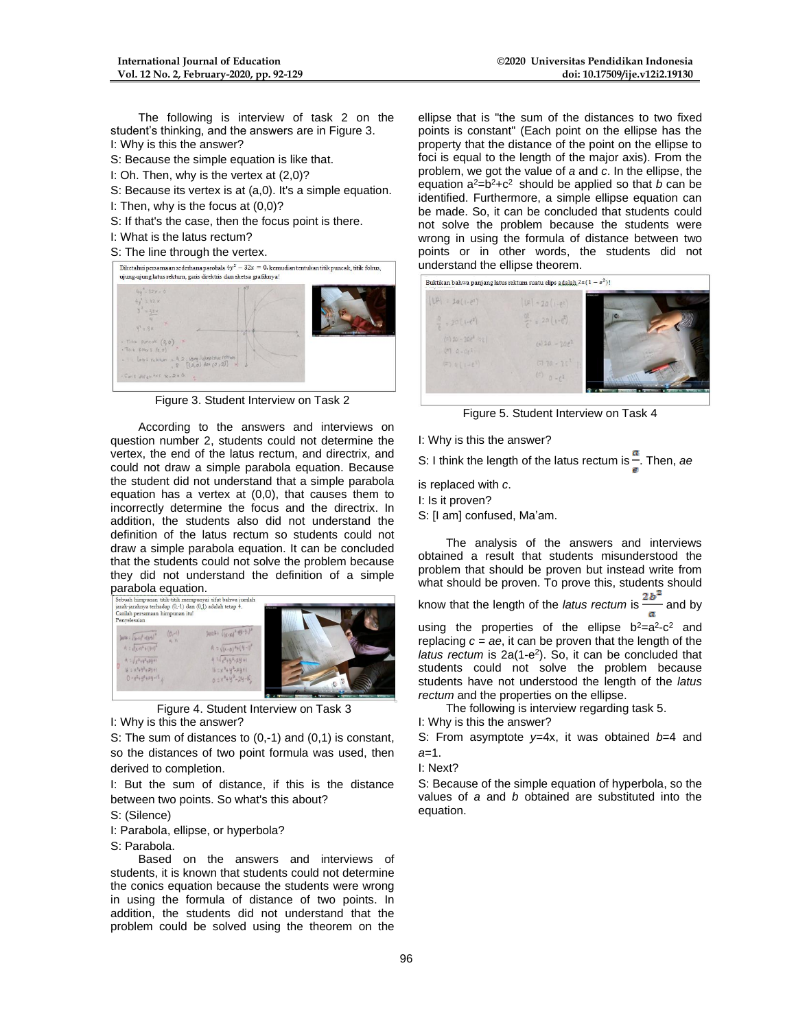The following is interview of task 2 on the student's thinking, and the answers are in Figure 3.

I: Why is this the answer?

S: Because the simple equation is like that.

I: Oh. Then, why is the vertex at (2,0)?

S: Because its vertex is at (a,0). It's a simple equation.

I: Then, why is the focus at (0,0)?

S: If that's the case, then the focus point is there.

I: What is the latus rectum?

S: The line through the vertex.

Figure 3. Student Interview on Task 2

According to the answers and interviews on question number 2, students could not determine the vertex, the end of the latus rectum, and directrix, and could not draw a simple parabola equation. Because the student did not understand that a simple parabola equation has a vertex at (0,0), that causes them to incorrectly determine the focus and the directrix. In addition, the students also did not understand the definition of the latus rectum so students could not draw a simple parabola equation. It can be concluded that the students could not solve the problem because they did not understand the definition of a simple parabola equation.

Figure 4. Student Interview on Task 3

I: Why is this the answer?

S: The sum of distances to (0,-1) and (0,1) is constant, so the distances of two point formula was used, then derived to completion.

I: But the sum of distance, if this is the distance between two points. So what's this about?

S: (Silence)

I: Parabola, ellipse, or hyperbola?

S: Parabola.

Based on the answers and interviews of students, it is known that students could not determine the conics equation because the students were wrong in using the formula of distance of two points. In addition, the students did not understand that the problem could be solved using the theorem on the ellipse that is "the sum of the distances to two fixed points is constant" (Each point on the ellipse has the property that the distance of the point on the ellipse to foci is equal to the length of the major axis). From the problem, we got the value of *a* and *c*. In the ellipse, the equation $a^2=b^2+c^2$ should be applied so that *b* can be identified. Furthermore, a simple ellipse equation can be made. So, it can be concluded that students could not solve the problem because the students were wrong in using the formula of distance between two points or in other words, the students did not understand the ellipse theorem.

Figure 5. Student Interview on Task 4

I: Why is this the answer?

S: I think the length of the latus rectum is $\frac{a}{e}$. Then, *ae* is replaced with *c*.

I: Is it proven?

S: [I am] confused, Ma'am.

The analysis of the answers and interviews obtained a result that students misunderstood the problem that should be proven but instead write from what should be proven. To prove this, students should know that the length of the *latus rectum* is $\frac{2b^2}{a}$ and by using the properties of the ellipse $b^2=a^2-c^2$ and replacing $c = ae$, it can be proven that the length of the *latus rectum* is $2a(1-e^2)$. So, it can be concluded that students could not solve the problem because students have not understood the length of the *latus rectum* and the properties on the ellipse.

The following is interview regarding task 5.

I: Why is this the answer?

S: From asymptote $y=4x$, it was obtained $b=4$ and $a=1$.

I: Next?

S: Because of the simple equation of hyperbola, so the values of *a* and *b* obtained are substituted into the equation.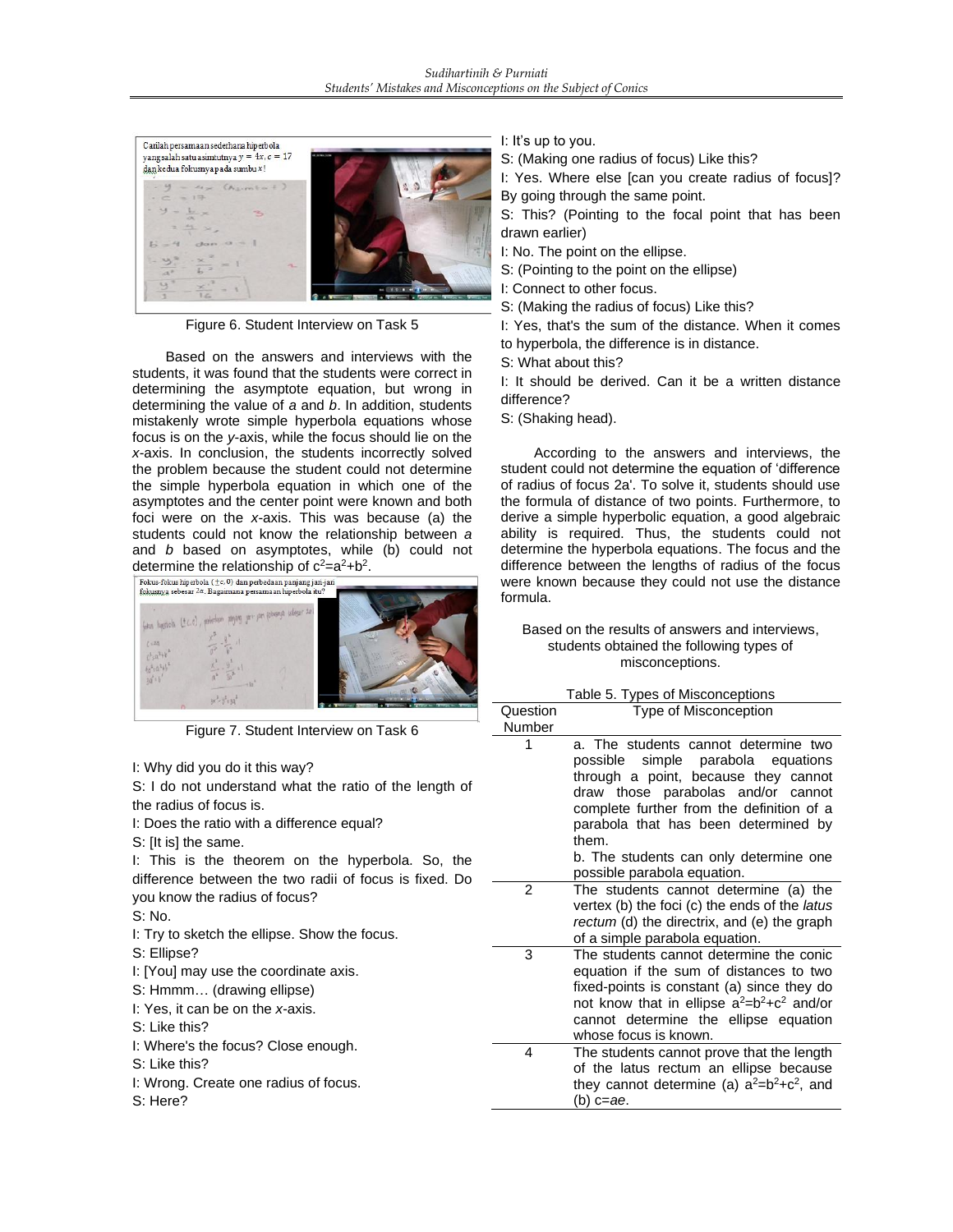Figure 6. Student Interview on Task 5

Based on the answers and interviews with the students, it was found that the students were correct in determining the asymptote equation, but wrong in determining the value of *a* and *b*. In addition, students mistakenly wrote simple hyperbola equations whose focus is on the *y*-axis, while the focus should lie on the *x*-axis. In conclusion, the students incorrectly solved the problem because the student could not determine the simple hyperbola equation in which one of the asymptotes and the center point were known and both foci were on the *x*-axis. This was because (a) the students could not know the relationship between *a* and *b* based on asymptotes, while (b) could not determine the relationship of $c^2=a^2+b^2$.

Figure 7. Student Interview on Task 6

I: Why did you do it this way?

S: I do not understand what the ratio of the length of the radius of focus is.

I: Does the ratio with a difference equal?

S: [It is] the same.

I: This is the theorem on the hyperbola. So, the difference between the two radii of focus is fixed. Do you know the radius of focus?

S: No.

I: Try to sketch the ellipse. Show the focus.

S: Ellipse?

I: [You] may use the coordinate axis.

S: Hmmm… (drawing ellipse)

I: Yes, it can be on the *x*-axis.

S: Like this?

I: Where's the focus? Close enough.

S: Like this?

I: Wrong. Create one radius of focus.

S: Here?

I: It's up to you.

S: (Making one radius of focus) Like this?

I: Yes. Where else [can you create radius of focus]? By going through the same point.

S: This? (Pointing to the focal point that has been drawn earlier)

I: No. The point on the ellipse.

S: (Pointing to the point on the ellipse)

I: Connect to other focus.

S: (Making the radius of focus) Like this?

I: Yes, that's the sum of the distance. When it comes to hyperbola, the difference is in distance.

S: What about this?

I: It should be derived. Can it be a written distance difference?

S: (Shaking head).

According to the answers and interviews, the student could not determine the equation of 'difference of radius of focus 2a'. To solve it, students should use the formula of distance of two points. Furthermore, to derive a simple hyperbolic equation, a good algebraic ability is required. Thus, the students could not determine the hyperbola equations. The focus and the difference between the lengths of radius of the focus were known because they could not use the distance formula.

Based on the results of answers and interviews, students obtained the following types of misconceptions.

Table 5. Types of Misconceptions

| Question Number | Type of Misconception |
|---|---|
| 1 | a. The students cannot determine two possible simple parabola equations through a point, because they cannot draw those parabolas and/or cannot complete further from the definition of a parabola that has been determined by them.<br>b. The students can only determine one possible parabola equation. |
| 2 | The students cannot determine (a) the vertex (b) the foci (c) the ends of the *latus rectum* (d) the directrix, and (e) the graph of a simple parabola equation. |
| 3 | The students cannot determine the conic equation if the sum of distances to two fixed-points is constant (a) since they do not know that in ellipse $a^2=b^2+c^2$ and/or cannot determine the ellipse equation whose focus is known. |
| 4 | The students cannot prove that the length of the latus rectum an ellipse because they cannot determine (a) $a^2=b^2+c^2$, and (b) $c=ae$. |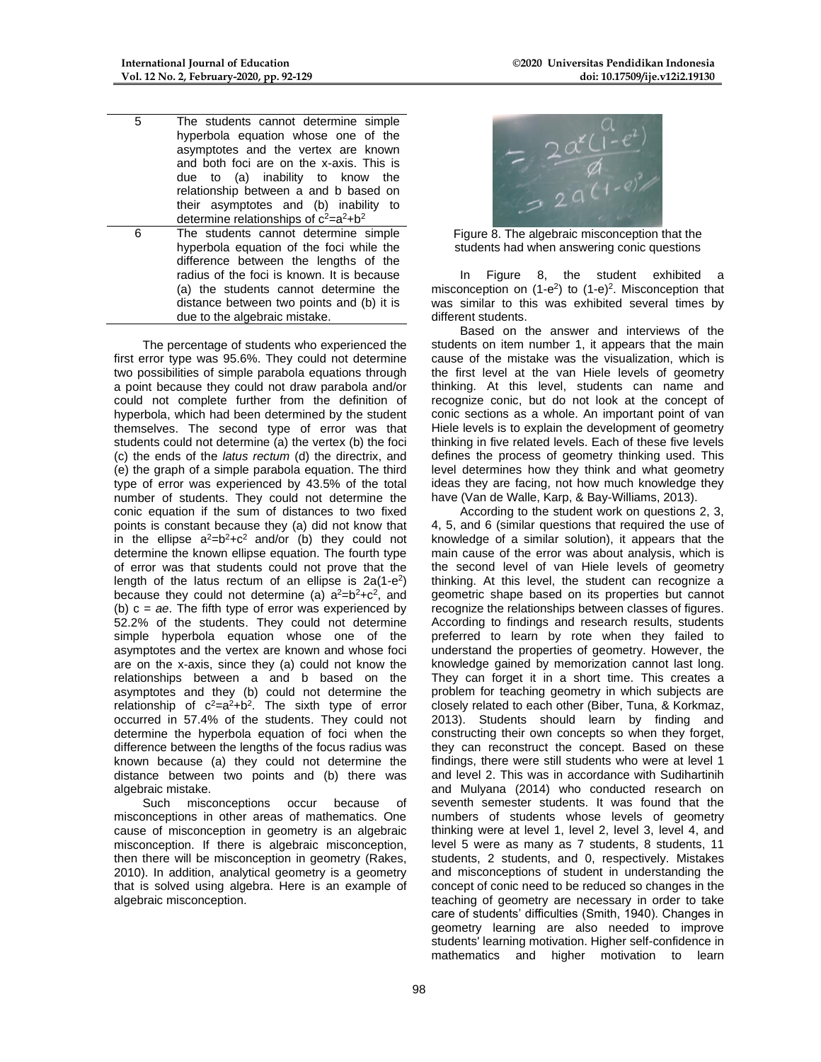| | |
|---|---|
| 5 | The students cannot determine simple hyperbola equation whose one of the asymptotes and the vertex are known and both foci are on the x-axis. This is due to (a) inability to know the relationship between a and b based on their asymptotes and (b) inability to determine relationships of $c^2=a^2+b^2$ |
| 6 | The students cannot determine simple hyperbola equation of the foci while the difference between the lengths of the radius of the foci is known. It is because (a) the students cannot determine the distance between two points and (b) it is due to the algebraic mistake. |

The percentage of students who experienced the first error type was 95.6%. They could not determine two possibilities of simple parabola equations through a point because they could not draw parabola and/or could not complete further from the definition of hyperbola, which had been determined by the student themselves. The second type of error was that students could not determine (a) the vertex (b) the foci (c) the ends of the *latus rectum* (d) the directrix, and (e) the graph of a simple parabola equation. The third type of error was experienced by 43.5% of the total number of students. They could not determine the conic equation if the sum of distances to two fixed points is constant because they (a) did not know that in the ellipse $a^2=b^2+c^2$ and/or (b) they could not determine the known ellipse equation. The fourth type of error was that students could not prove that the length of the latus rectum of an ellipse is $2a(1-e^2)$ because they could not determine (a) $a^2=b^2+c^2$, and (b) $c = ae$. The fifth type of error was experienced by 52.2% of the students. They could not determine simple hyperbola equation whose one of the asymptotes and the vertex are known and whose foci are on the x-axis, since they (a) could not know the relationships between a and b based on the asymptotes and they (b) could not determine the relationship of $c^2=a^2+b^2$. The sixth type of error occurred in 57.4% of the students. They could not determine the hyperbola equation of foci when the difference between the lengths of the focus radius was known because (a) they could not determine the distance between two points and (b) there was algebraic mistake.

Such misconceptions occur because of misconceptions in other areas of mathematics. One cause of misconception in geometry is an algebraic misconception. If there is algebraic misconception, then there will be misconception in geometry (Rakes, 2010). In addition, analytical geometry is a geometry that is solved using algebra. Here is an example of algebraic misconception.

Figure 8. The algebraic misconception that the students had when answering conic questions

In Figure 8, the student exhibited a misconception on $(1-e^2)$ to $(1-e)^2$. Misconception that was similar to this was exhibited several times by different students.

Based on the answer and interviews of the students on item number 1, it appears that the main cause of the mistake was the visualization, which is the first level at the van Hiele levels of geometry thinking. At this level, students can name and recognize conic, but do not look at the concept of conic sections as a whole. An important point of van Hiele levels is to explain the development of geometry thinking in five related levels. Each of these five levels defines the process of geometry thinking used. This level determines how they think and what geometry ideas they are facing, not how much knowledge they have (Van de Walle, Karp, & Bay-Williams, 2013).

According to the student work on questions 2, 3, 4, 5, and 6 (similar questions that required the use of knowledge of a similar solution), it appears that the main cause of the error was about analysis, which is the second level of van Hiele levels of geometry thinking. At this level, the student can recognize a geometric shape based on its properties but cannot recognize the relationships between classes of figures. According to findings and research results, students preferred to learn by rote when they failed to understand the properties of geometry. However, the knowledge gained by memorization cannot last long. They can forget it in a short time. This creates a problem for teaching geometry in which subjects are closely related to each other (Biber, Tuna, & Korkmaz, 2013). Students should learn by finding and constructing their own concepts so when they forget, they can reconstruct the concept. Based on these findings, there were still students who were at level 1 and level 2. This was in accordance with Sudihartinih and Mulyana (2014) who conducted research on seventh semester students. It was found that the numbers of students whose levels of geometry thinking were at level 1, level 2, level 3, level 4, and level 5 were as many as 7 students, 8 students, 11 students, 2 students, and 0, respectively. Mistakes and misconceptions of student in understanding the concept of conic need to be reduced so changes in the teaching of geometry are necessary in order to take care of students' difficulties (Smith, 1940). Changes in geometry learning are also needed to improve students' learning motivation. Higher self-confidence in mathematics and higher motivation to learn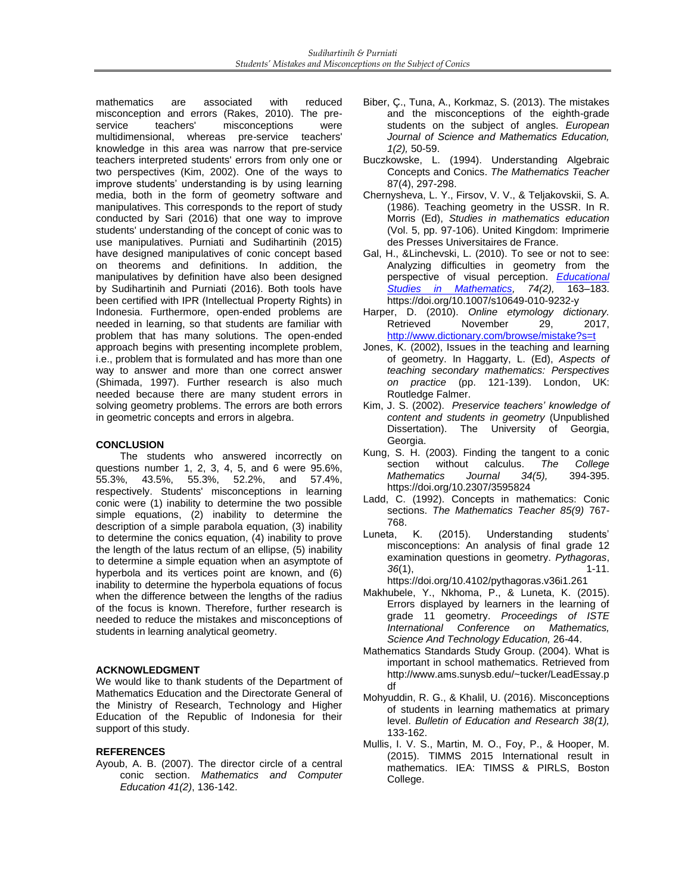mathematics are associated with reduced misconception and errors (Rakes, 2010). The pre-service teachers' misconceptions were multidimensional, whereas pre-service teachers' knowledge in this area was narrow that pre-service teachers interpreted students' errors from only one or two perspectives (Kim, 2002). One of the ways to improve students' understanding is by using learning media, both in the form of geometry software and manipulatives. This corresponds to the report of study conducted by Sari (2016) that one way to improve students' understanding of the concept of conic was to use manipulatives. Purniati and Sudihartinih (2015) have designed manipulatives of conic concept based on theorems and definitions. In addition, the manipulatives by definition have also been designed by Sudihartinih and Purniati (2016). Both tools have been certified with IPR (Intellectual Property Rights) in Indonesia. Furthermore, open-ended problems are needed in learning, so that students are familiar with problem that has many solutions. The open-ended approach begins with presenting incomplete problem, i.e., problem that is formulated and has more than one way to answer and more than one correct answer (Shimada, 1997). Further research is also much needed because there are many student errors in solving geometry problems. The errors are both errors in geometric concepts and errors in algebra.

## CONCLUSION

The students who answered incorrectly on questions number 1, 2, 3, 4, 5, and 6 were 95.6%, 55.3%, 43.5%, 55.3%, 52.2%, and 57.4%, respectively. Students' misconceptions in learning conic were (1) inability to determine the two possible simple equations, (2) inability to determine the description of a simple parabola equation, (3) inability to determine the conics equation, (4) inability to prove the length of the latus rectum of an ellipse, (5) inability to determine a simple equation when an asymptote of hyperbola and its vertices point are known, and (6) inability to determine the hyperbola equations of focus when the difference between the lengths of the radius of the focus is known. Therefore, further research is needed to reduce the mistakes and misconceptions of students in learning analytical geometry.

## ACKNOWLEDGMENT

We would like to thank students of the Department of Mathematics Education and the Directorate General of the Ministry of Research, Technology and Higher Education of the Republic of Indonesia for their support of this study.

## REFERENCES

Ayoub, A. B. (2007). The director circle of a central conic section. *Mathematics and Computer Education 41(2)*, 136-142.

Biber, Ç., Tuna, A., Korkmaz, S. (2013). The mistakes and the misconceptions of the eighth-grade students on the subject of angles. *European Journal of Science and Mathematics Education, 1(2),* 50-59.

Buczkowske, L. (1994). Understanding Algebraic Concepts and Conics. *The Mathematics Teacher* 87(4), 297-298.

Chernysheva, L. Y., Firsov, V. V., & Teljakovskii, S. A. (1986). Teaching geometry in the USSR. In R. Morris (Ed), *Studies in mathematics education* (Vol. 5, pp. 97-106). United Kingdom: Imprimerie des Presses Universitaires de France.

Gal, H., &Linchevski, L. (2010). To see or not to see: Analyzing difficulties in geometry from the perspective of visual perception. *Educational Studies in Mathematics, 74(2),* 163–183. https://doi.org/10.1007/s10649-010-9232-y

Harper, D. (2010). *Online etymology dictionary.* Retrieved November 29, 2017, http://www.dictionary.com/browse/mistake?s=t

Jones, K. (2002), Issues in the teaching and learning of geometry. In Haggarty, L. (Ed), *Aspects of teaching secondary mathematics: Perspectives on practice* (pp. 121-139). London, UK: Routledge Falmer.

Kim, J. S. (2002). *Preservice teachers' knowledge of content and students in geometry* (Unpublished Dissertation). The University of Georgia, Georgia.

Kung, S. H. (2003). Finding the tangent to a conic section without calculus. *The College Mathematics Journal 34(5),* 394-395. https://doi.org/10.2307/3595824

Ladd, C. (1992). Concepts in mathematics: Conic sections. *The Mathematics Teacher 85(9)* 767-768.

Luneta, K. (2015). Understanding students' misconceptions: An analysis of final grade 12 examination questions in geometry. *Pythagoras*, *36*(1), 1-11. https://doi.org/10.4102/pythagoras.v36i1.261

Makhubele, Y., Nkhoma, P., & Luneta, K. (2015). Errors displayed by learners in the learning of grade 11 geometry. *Proceedings of ISTE International Conference on Mathematics, Science And Technology Education,* 26-44.

Mathematics Standards Study Group. (2004). What is important in school mathematics. Retrieved from http://www.ams.sunysb.edu/~tucker/LeadEssay.pdf

Mohyuddin, R. G., & Khalil, U. (2016). Misconceptions of students in learning mathematics at primary level. *Bulletin of Education and Research 38(1),* 133-162.

Mullis, I. V. S., Martin, M. O., Foy, P., & Hooper, M. (2015). TIMMS 2015 International result in mathematics. IEA: TIMSS & PIRLS, Boston College.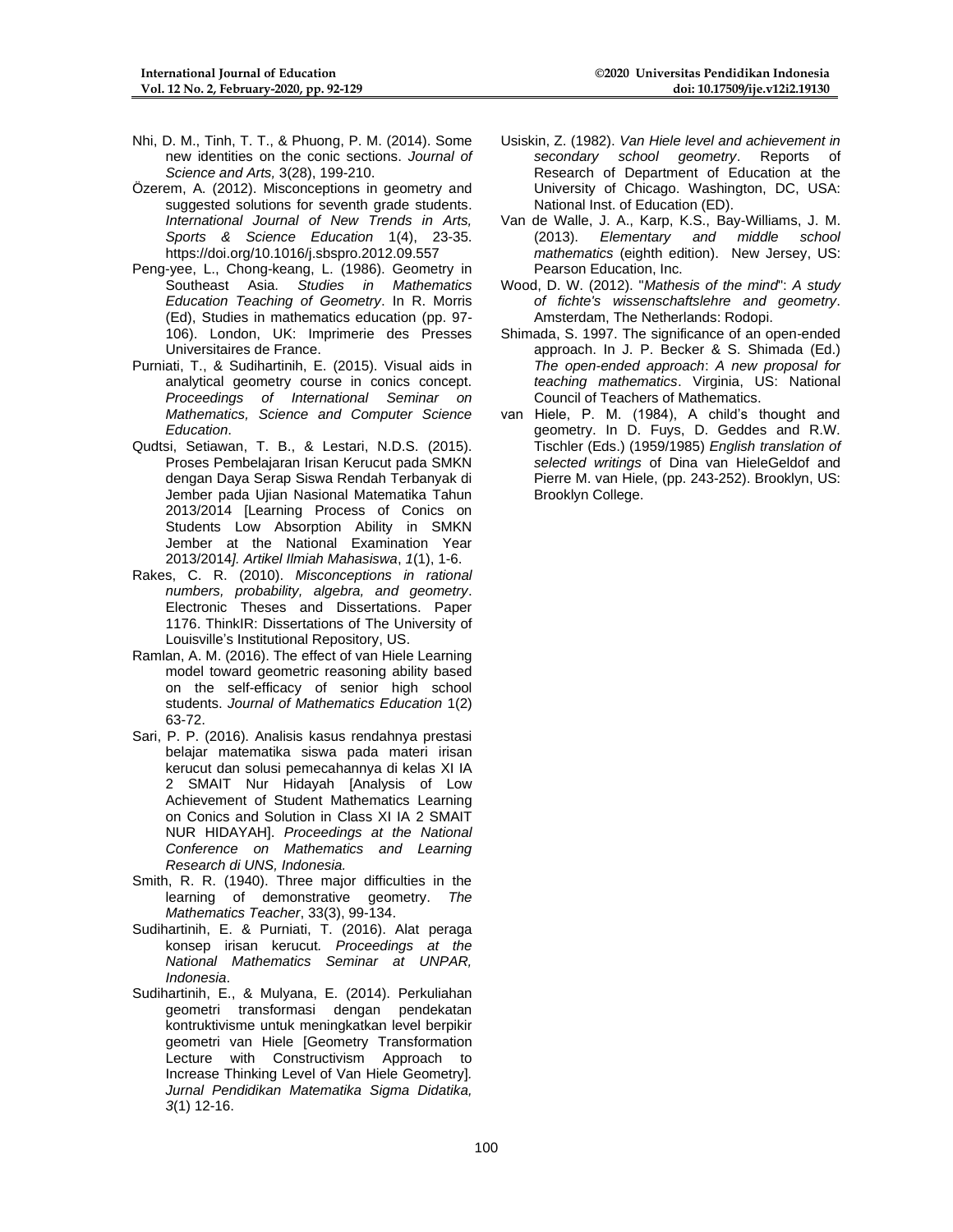Nhi, D. M., Tinh, T. T., & Phuong, P. M. (2014). Some new identities on the conic sections. *Journal of Science and Arts,* 3(28), 199-210.

Özerem, A. (2012). Misconceptions in geometry and suggested solutions for seventh grade students. *International Journal of New Trends in Arts, Sports & Science Education* 1(4), 23-35. https://doi.org/10.1016/j.sbspro.2012.09.557

Peng-yee, L., Chong-keang, L. (1986). Geometry in Southeast Asia. *Studies in Mathematics Education Teaching of Geometry*. In R. Morris (Ed), Studies in mathematics education (pp. 97-106). London, UK: Imprimerie des Presses Universitaires de France.

Purniati, T., & Sudihartinih, E. (2015). Visual aids in analytical geometry course in conics concept. *Proceedings of International Seminar on Mathematics, Science and Computer Science Education*.

Qudtsi, Setiawan, T. B., & Lestari, N.D.S. (2015). Proses Pembelajaran Irisan Kerucut pada SMKN dengan Daya Serap Siswa Rendah Terbanyak di Jember pada Ujian Nasional Matematika Tahun 2013/2014 [Learning Process of Conics on Students Low Absorption Ability in SMKN Jember at the National Examination Year 2013/2014*]. Artikel Ilmiah Mahasiswa*, *1*(1), 1-6.

Rakes, C. R. (2010). *Misconceptions in rational numbers, probability, algebra, and geometry*. Electronic Theses and Dissertations. Paper 1176. ThinkIR: Dissertations of The University of Louisville's Institutional Repository, US.

Ramlan, A. M. (2016). The effect of van Hiele Learning model toward geometric reasoning ability based on the self-efficacy of senior high school students. *Journal of Mathematics Education* 1(2) 63-72.

Sari, P. P. (2016). Analisis kasus rendahnya prestasi belajar matematika siswa pada materi irisan kerucut dan solusi pemecahannya di kelas XI IA 2 SMAIT Nur Hidayah [Analysis of Low Achievement of Student Mathematics Learning on Conics and Solution in Class XI IA 2 SMAIT NUR HIDAYAH]. *Proceedings at the National Conference on Mathematics and Learning Research di UNS, Indonesia.*

Smith, R. R. (1940). Three major difficulties in the learning of demonstrative geometry. *The Mathematics Teacher*, 33(3), 99-134.

Sudihartinih, E. & Purniati, T. (2016). Alat peraga konsep irisan kerucut. *Proceedings at the National Mathematics Seminar at UNPAR, Indonesia*.

Sudihartinih, E., & Mulyana, E. (2014). Perkuliahan geometri transformasi dengan pendekatan kontruktivisme untuk meningkatkan level berpikir geometri van Hiele [Geometry Transformation Lecture with Constructivism Approach to Increase Thinking Level of Van Hiele Geometry]. *Jurnal Pendidikan Matematika Sigma Didatika, 3*(1) 12-16.

Usiskin, Z. (1982). *Van Hiele level and achievement in secondary school geometry*. Reports of Research of Department of Education at the University of Chicago. Washington, DC, USA: National Inst. of Education (ED).

Van de Walle, J. A., Karp, K.S., Bay-Williams, J. M. (2013). *Elementary and middle school mathematics* (eighth edition). New Jersey, US: Pearson Education, Inc.

Wood, D. W. (2012). "*Mathesis of the mind*": *A study of fichte's wissenschaftslehre and geometry*. Amsterdam, The Netherlands: Rodopi.

Shimada, S. 1997. The significance of an open-ended approach. In J. P. Becker & S. Shimada (Ed.) *The open-ended approach*: *A new proposal for teaching mathematics*. Virginia, US: National Council of Teachers of Mathematics.

van Hiele, P. M. (1984), A child's thought and geometry. In D. Fuys, D. Geddes and R.W. Tischler (Eds.) (1959/1985) *English translation of selected writings* of Dina van HieleGeldof and Pierre M. van Hiele, (pp. 243-252). Brooklyn, US: Brooklyn College.